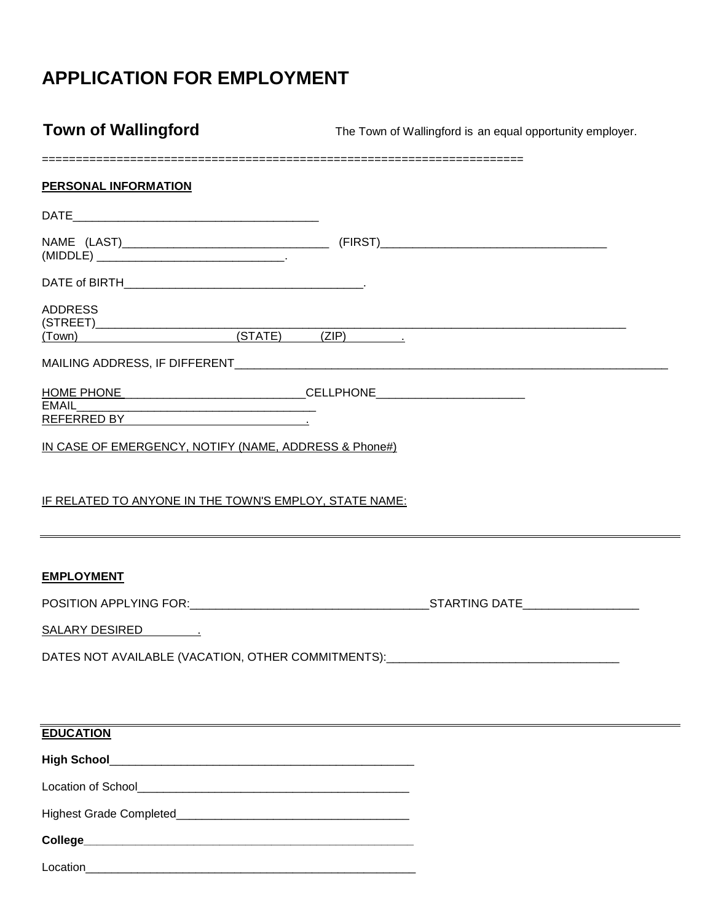# APPLICATION FOR EMPLOYMENT

**Town of Wallingford** The Town of Wallingford is an equal opportunity employer.

========================================================================

**PERSONAL INFORMATION**

DATE_____________________________________

NAME (LAST)_______________________________ (FIRST)__________________________________
(MIDDLE) ____________________________.

DATE of BIRTH____________________________________.

ADDRESS
(STREET)_____________________________________________________________________________________
(Town) (STATE) (ZIP) .

MAILING ADDRESS, IF DIFFERENT_________________________________________________________________

HOME PHONE ___________________________CELLPHONE______________________
EMAIL_____________________________________
REFERRED BY .

IN CASE OF EMERGENCY, NOTIFY (NAME, ADDRESS & Phone#)

IF RELATED TO ANYONE IN THE TOWN'S EMPLOY, STATE NAME:

---

**EMPLOYMENT**

POSITION APPLYING FOR:___________________________________STARTING DATE_________________

SALARY DESIRED .

DATES NOT AVAILABLE (VACATION, OTHER COMMITMENTS):__________________________________

---

**EDUCATION**

**High School**______________________________________________

Location of School_________________________________________

Highest Grade Completed___________________________________

**College**_________________________________________________

Location__________________________________________________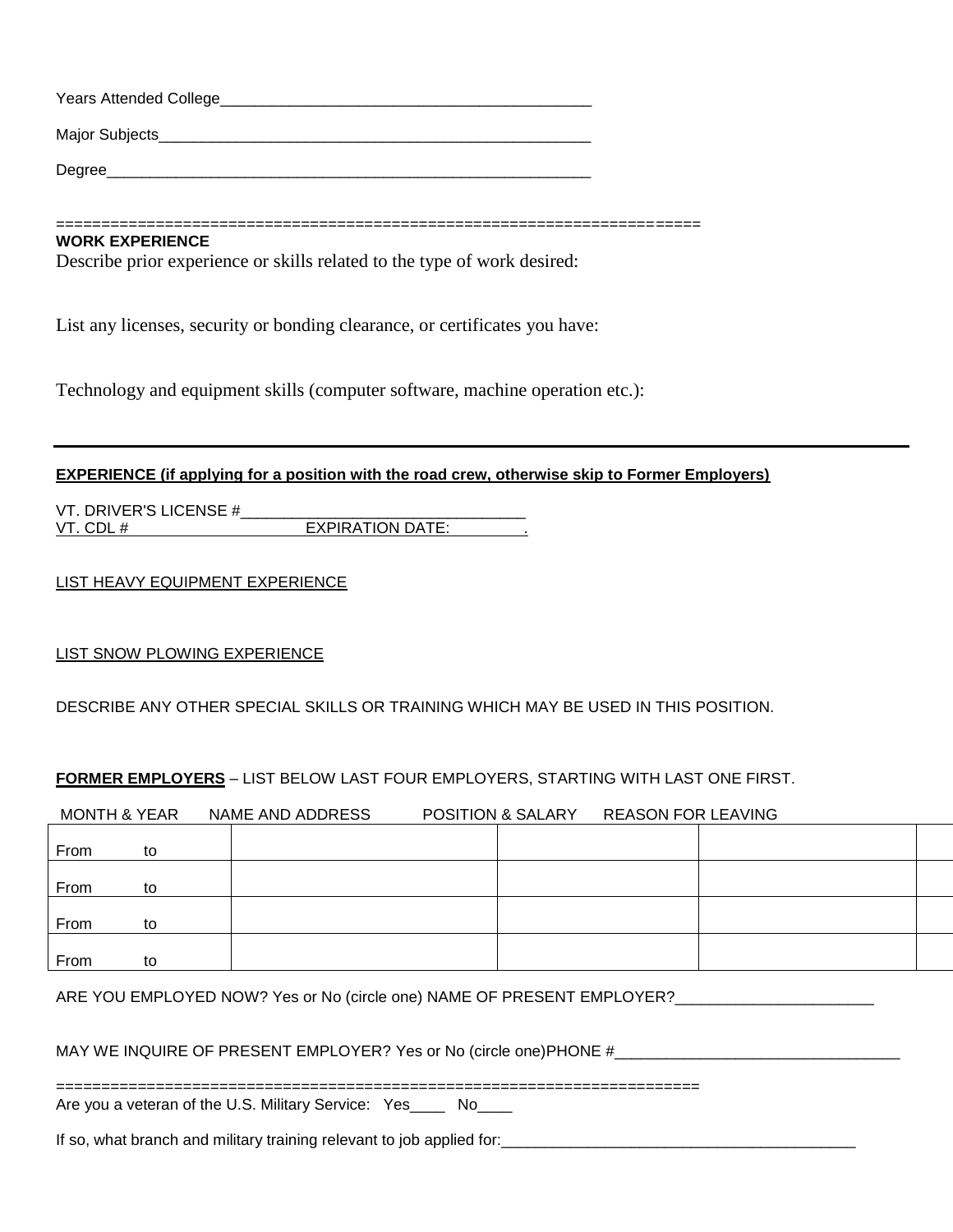Years Attended College_____________________________________________

Major Subjects_____________________________________________________

Degree____________________________________________________________

=====================================================================

**WORK EXPERIENCE**

Describe prior experience or skills related to the type of work desired:

List any licenses, security or bonding clearance, or certificates you have:

Technology and equipment skills (computer software, machine operation etc.):

---

**EXPERIENCE (if applying for a position with the road crew, otherwise skip to Former Employers)**

VT. DRIVER'S LICENSE #________________________________

VT. CDL # EXPIRATION DATE: .

LIST HEAVY EQUIPMENT EXPERIENCE

LIST SNOW PLOWING EXPERIENCE

DESCRIBE ANY OTHER SPECIAL SKILLS OR TRAINING WHICH MAY BE USED IN THIS POSITION.

**FORMER EMPLOYERS** – LIST BELOW LAST FOUR EMPLOYERS, STARTING WITH LAST ONE FIRST.

| MONTH & YEAR | NAME AND ADDRESS | POSITION & SALARY | REASON FOR LEAVING |
|---|---|---|---|
| From to | | | |
| From to | | | |
| From to | | | |
| From to | | | |

ARE YOU EMPLOYED NOW? Yes or No (circle one) NAME OF PRESENT EMPLOYER?_______________________

MAY WE INQUIRE OF PRESENT EMPLOYER? Yes or No (circle one)PHONE #_________________________________

=====================================================================

Are you a veteran of the U.S. Military Service: Yes____ No____

If so, what branch and military training relevant to job applied for:_________________________________________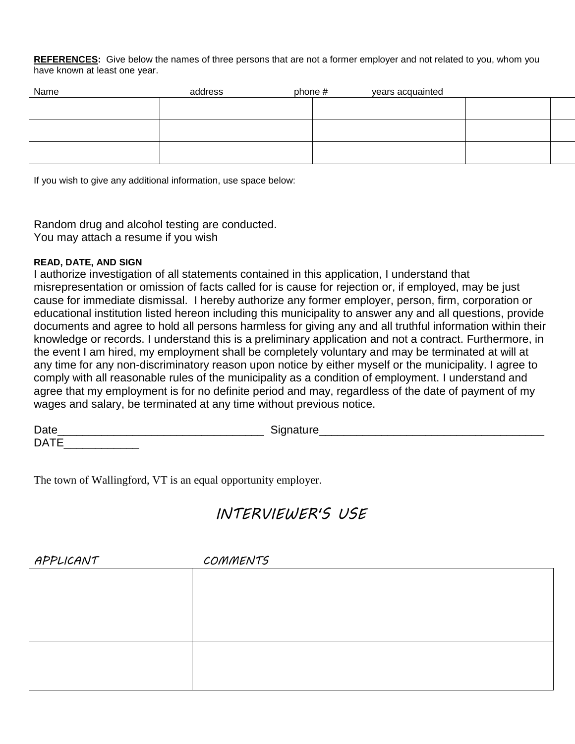**REFERENCES:** Give below the names of three persons that are not a former employer and not related to you, whom you have known at least one year.

| Name | address | phone # | years acquainted | |
|---|---|---|---|---|
| | | | | |
| | | | | |
| | | | | |

If you wish to give any additional information, use space below:

Random drug and alcohol testing are conducted.
You may attach a resume if you wish

**READ, DATE, AND SIGN**

I authorize investigation of all statements contained in this application, I understand that misrepresentation or omission of facts called for is cause for rejection or, if employed, may be just cause for immediate dismissal. I hereby authorize any former employer, person, firm, corporation or educational institution listed hereon including this municipality to answer any and all questions, provide documents and agree to hold all persons harmless for giving any and all truthful information within their knowledge or records. I understand this is a preliminary application and not a contract. Furthermore, in the event I am hired, my employment shall be completely voluntary and may be terminated at will at any time for any non-discriminatory reason upon notice by either myself or the municipality. I agree to comply with all reasonable rules of the municipality as a condition of employment. I understand and agree that my employment is for no definite period and may, regardless of the date of payment of my wages and salary, be terminated at any time without previous notice.

Date________________________________ Signature___________________________________
DATE____________

The town of Wallingford, VT is an equal opportunity employer.

## INTERVIEWER'S USE

| APPLICANT | COMMENTS |
|---|---|
| | |
| | |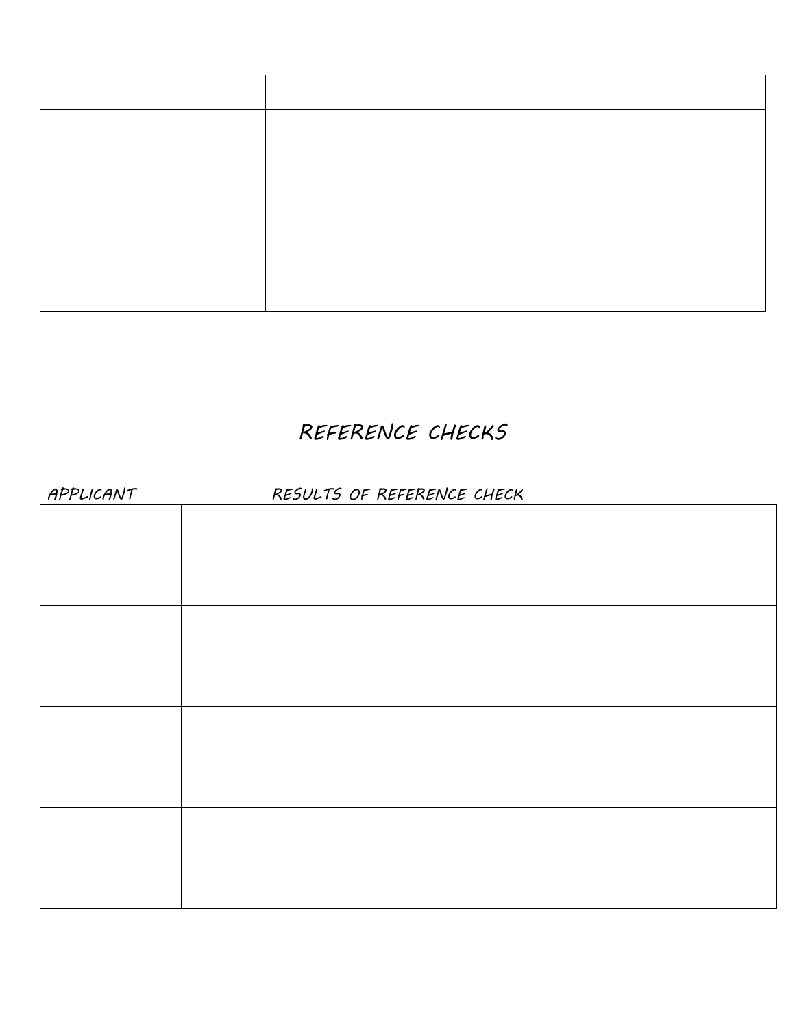| | |
|---|---|
| | |
| | |

## REFERENCE CHECKS

| APPLICANT | RESULTS OF REFERENCE CHECK |
|---|---|
| | |
| | |
| | |
| | |